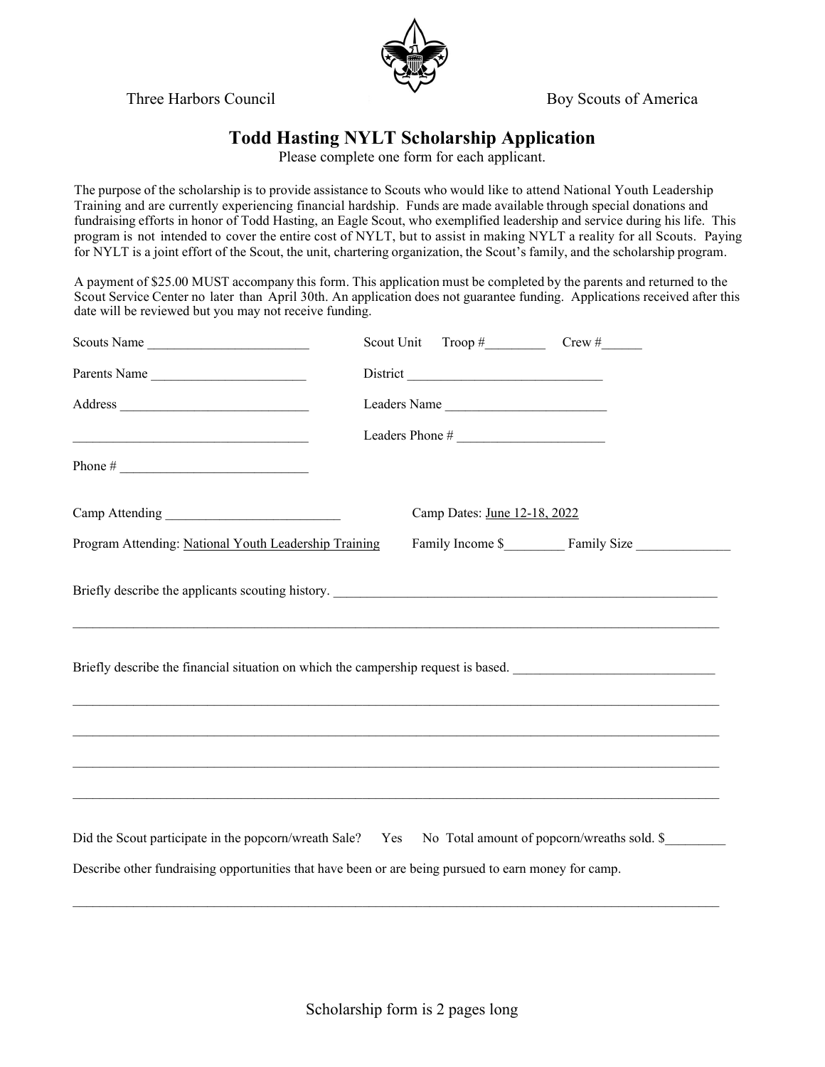Three Harbors Council | Boy Scouts of America

# Todd Hasting NYLT Scholarship Application

Please complete one form for each applicant.

The purpose of the scholarship is to provide assistance to Scouts who would like to attend National Youth Leadership Training and are currently experiencing financial hardship. Funds are made available through special donations and fundraising efforts in honor of Todd Hasting, an Eagle Scout, who exemplified leadership and service during his life. This program is not intended to cover the entire cost of NYLT, but to assist in making NYLT a reality for all Scouts. Paying for NYLT is a joint effort of the Scout, the unit, chartering organization, the Scout's family, and the scholarship program.

A payment of $25.00 MUST accompany this form. This application must be completed by the parents and returned to the Scout Service Center no later than April 30th. An application does not guarantee funding. Applications received after this date will be reviewed but you may not receive funding.

Scouts Name ________________________ Scout Unit Troop #_________ Crew #______

Parents Name _______________________ District ______________________________

Address ____________________________ Leaders Name ________________________

___________________________________ Leaders Phone # ______________________

Phone # ____________________________

Camp Attending __________________________ Camp Dates: June 12-18, 2022

Program Attending: National Youth Leadership Training Family Income $_________ Family Size ______________

Briefly describe the applicants scouting history. ___________________________________________________________

_____________________________________________________________________________________________

Briefly describe the financial situation on which the campership request is based. ______________________________

_____________________________________________________________________________________________

_____________________________________________________________________________________________

_____________________________________________________________________________________________

_____________________________________________________________________________________________

Did the Scout participate in the popcorn/wreath Sale? Yes No Total amount of popcorn/wreaths sold. $_________

Describe other fundraising opportunities that have been or are being pursued to earn money for camp.

_____________________________________________________________________________________________

Scholarship form is 2 pages long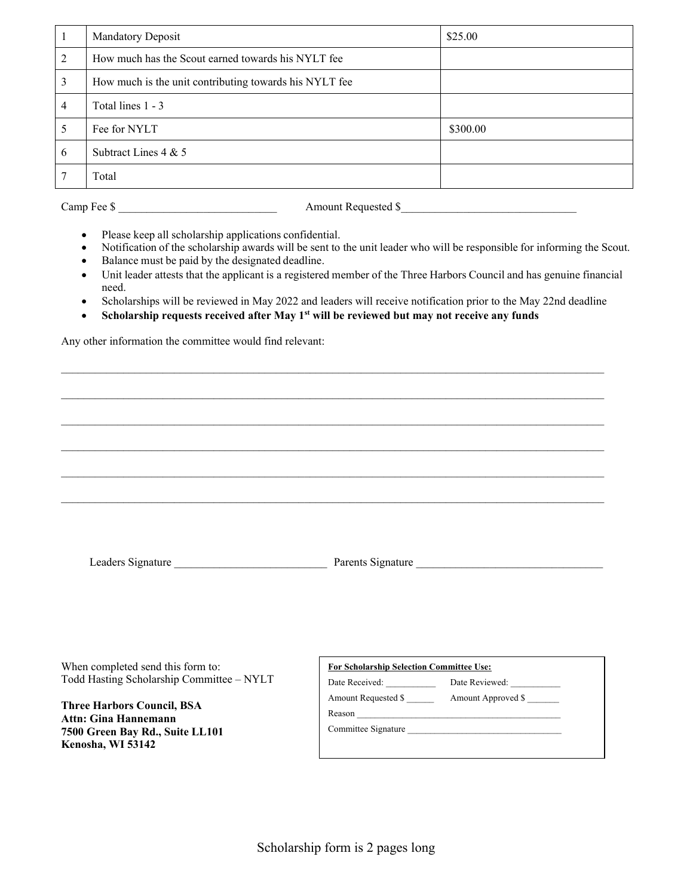| | | |
|---|---|---|
| 1 | Mandatory Deposit | $25.00 |
| 2 | How much has the Scout earned towards his NYLT fee | |
| 3 | How much is the unit contributing towards his NYLT fee | |
| 4 | Total lines 1 - 3 | |
| 5 | Fee for NYLT | $300.00 |
| 6 | Subtract Lines 4 & 5 | |
| 7 | Total | |

Camp Fee $ ____________________________ Amount Requested $_______________________________

- Please keep all scholarship applications confidential.
- Notification of the scholarship awards will be sent to the unit leader who will be responsible for informing the Scout.
- Balance must be paid by the designated deadline.
- Unit leader attests that the applicant is a registered member of the Three Harbors Council and has genuine financial need.
- Scholarships will be reviewed in May 2022 and leaders will receive notification prior to the May 22nd deadline
- **Scholarship requests received after May 1st will be reviewed but may not receive any funds**

Any other information the committee would find relevant:

_______________________________________________________________________________________________

_______________________________________________________________________________________________

_______________________________________________________________________________________________

_______________________________________________________________________________________________

_______________________________________________________________________________________________

_______________________________________________________________________________________________

Leaders Signature ___________________________ Parents Signature _________________________________

When completed send this form to:
Todd Hasting Scholarship Committee – NYLT

**Three Harbors Council, BSA**
**Attn: Gina Hannemann**
**7500 Green Bay Rd., Suite LL101**
**Kenosha, WI 53142**

**For Scholarship Selection Committee Use:**

Date Received: ___________ Date Reviewed: ___________

Amount Requested $ ______ Amount Approved $ _______

Reason ______________________________________________

Committee Signature __________________________________

Scholarship form is 2 pages long